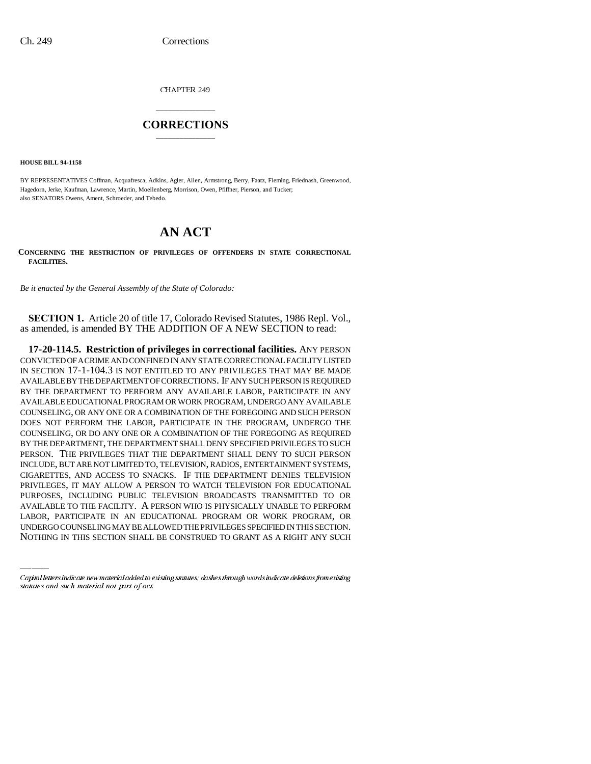CHAPTER 249

# CORRECTIONS

**HOUSE BILL 94-1158**

BY REPRESENTATIVES Coffman, Acquafresca, Adkins, Agler, Allen, Armstrong, Berry, Faatz, Fleming, Friednash, Greenwood, Hagedorn, Jerke, Kaufman, Lawrence, Martin, Moellenberg, Morrison, Owen, Pfiffner, Pierson, and Tucker;
also SENATORS Owens, Ament, Schroeder, and Tebedo.

# AN ACT

**CONCERNING THE RESTRICTION OF PRIVILEGES OF OFFENDERS IN STATE CORRECTIONAL FACILITIES.**

*Be it enacted by the General Assembly of the State of Colorado:*

**SECTION 1.** Article 20 of title 17, Colorado Revised Statutes, 1986 Repl. Vol., as amended, is amended BY THE ADDITION OF A NEW SECTION to read:

**17-20-114.5. Restriction of privileges in correctional facilities.** ANY PERSON CONVICTED OF A CRIME AND CONFINED IN ANY STATE CORRECTIONAL FACILITY LISTED IN SECTION 17-1-104.3 IS NOT ENTITLED TO ANY PRIVILEGES THAT MAY BE MADE AVAILABLE BY THE DEPARTMENT OF CORRECTIONS. IF ANY SUCH PERSON IS REQUIRED BY THE DEPARTMENT TO PERFORM ANY AVAILABLE LABOR, PARTICIPATE IN ANY AVAILABLE EDUCATIONAL PROGRAM OR WORK PROGRAM, UNDERGO ANY AVAILABLE COUNSELING, OR ANY ONE OR A COMBINATION OF THE FOREGOING AND SUCH PERSON DOES NOT PERFORM THE LABOR, PARTICIPATE IN THE PROGRAM, UNDERGO THE COUNSELING, OR DO ANY ONE OR A COMBINATION OF THE FOREGOING AS REQUIRED BY THE DEPARTMENT, THE DEPARTMENT SHALL DENY SPECIFIED PRIVILEGES TO SUCH PERSON. THE PRIVILEGES THAT THE DEPARTMENT SHALL DENY TO SUCH PERSON INCLUDE, BUT ARE NOT LIMITED TO, TELEVISION, RADIOS, ENTERTAINMENT SYSTEMS, CIGARETTES, AND ACCESS TO SNACKS. IF THE DEPARTMENT DENIES TELEVISION PRIVILEGES, IT MAY ALLOW A PERSON TO WATCH TELEVISION FOR EDUCATIONAL PURPOSES, INCLUDING PUBLIC TELEVISION BROADCASTS TRANSMITTED TO OR AVAILABLE TO THE FACILITY. A PERSON WHO IS PHYSICALLY UNABLE TO PERFORM LABOR, PARTICIPATE IN AN EDUCATIONAL PROGRAM OR WORK PROGRAM, OR UNDERGO COUNSELING MAY BE ALLOWED THE PRIVILEGES SPECIFIED IN THIS SECTION. NOTHING IN THIS SECTION SHALL BE CONSTRUED TO GRANT AS A RIGHT ANY SUCH

---

*Capital letters indicate new material added to existing statutes; dashes through words indicate deletions from existing statutes and such material not part of act.*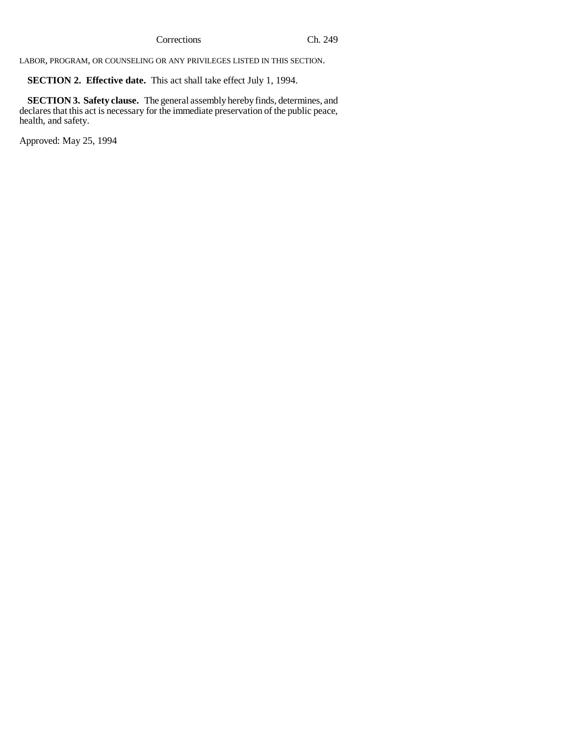LABOR, PROGRAM, OR COUNSELING OR ANY PRIVILEGES LISTED IN THIS SECTION.

**SECTION 2. Effective date.** This act shall take effect July 1, 1994.

**SECTION 3. Safety clause.** The general assembly hereby finds, determines, and declares that this act is necessary for the immediate preservation of the public peace, health, and safety.

Approved: May 25, 1994